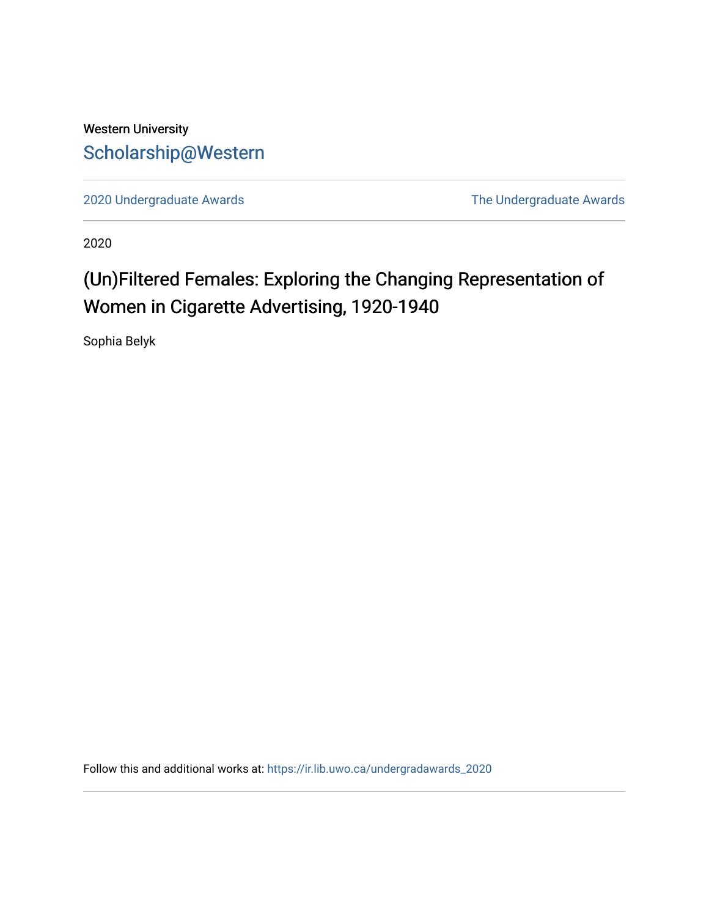Western University

Scholarship@Western

2020 Undergraduate Awards

The Undergraduate Awards

2020

# (Un)Filtered Females: Exploring the Changing Representation of Women in Cigarette Advertising, 1920-1940

Sophia Belyk

Follow this and additional works at: https://ir.lib.uwo.ca/undergradawards_2020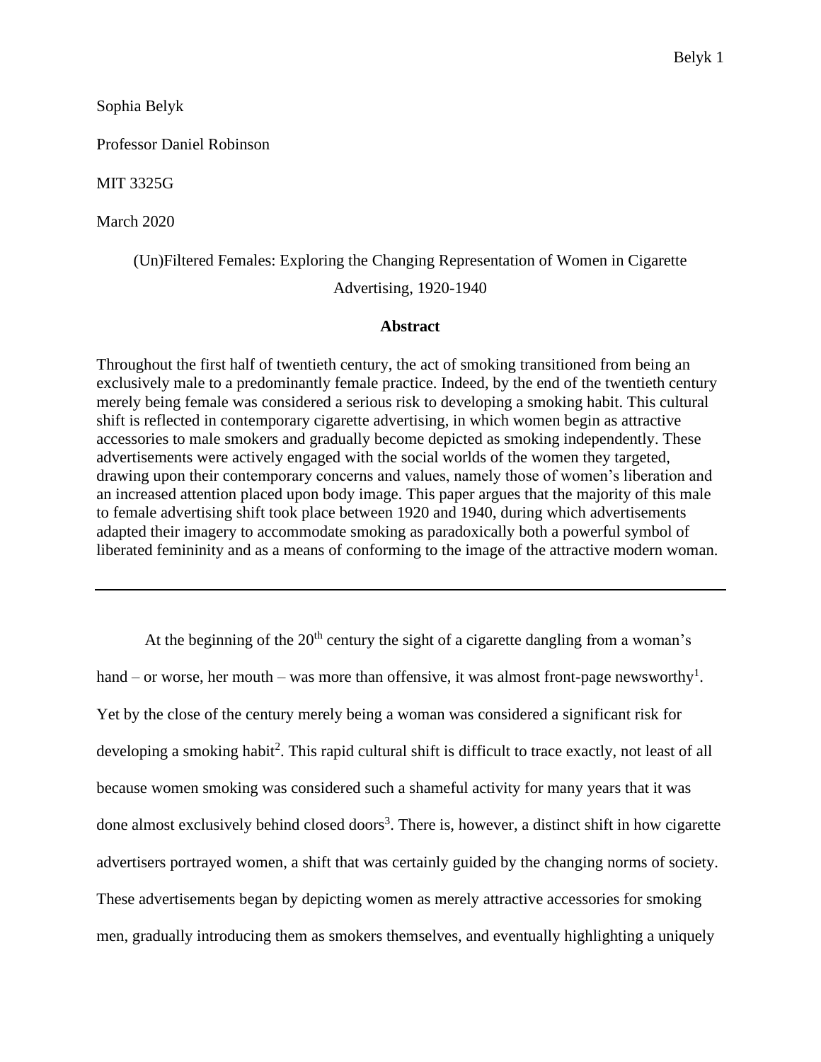Sophia Belyk

Professor Daniel Robinson

MIT 3325G

March 2020

# (Un)Filtered Females: Exploring the Changing Representation of Women in Cigarette Advertising, 1920-1940

## Abstract

Throughout the first half of twentieth century, the act of smoking transitioned from being an exclusively male to a predominantly female practice. Indeed, by the end of the twentieth century merely being female was considered a serious risk to developing a smoking habit. This cultural shift is reflected in contemporary cigarette advertising, in which women begin as attractive accessories to male smokers and gradually become depicted as smoking independently. These advertisements were actively engaged with the social worlds of the women they targeted, drawing upon their contemporary concerns and values, namely those of women's liberation and an increased attention placed upon body image. This paper argues that the majority of this male to female advertising shift took place between 1920 and 1940, during which advertisements adapted their imagery to accommodate smoking as paradoxically both a powerful symbol of liberated femininity and as a means of conforming to the image of the attractive modern woman.

---

At the beginning of the 20th century the sight of a cigarette dangling from a woman's hand – or worse, her mouth – was more than offensive, it was almost front-page newsworthy[1]. Yet by the close of the century merely being a woman was considered a significant risk for developing a smoking habit[2]. This rapid cultural shift is difficult to trace exactly, not least of all because women smoking was considered such a shameful activity for many years that it was done almost exclusively behind closed doors[3]. There is, however, a distinct shift in how cigarette advertisers portrayed women, a shift that was certainly guided by the changing norms of society. These advertisements began by depicting women as merely attractive accessories for smoking men, gradually introducing them as smokers themselves, and eventually highlighting a uniquely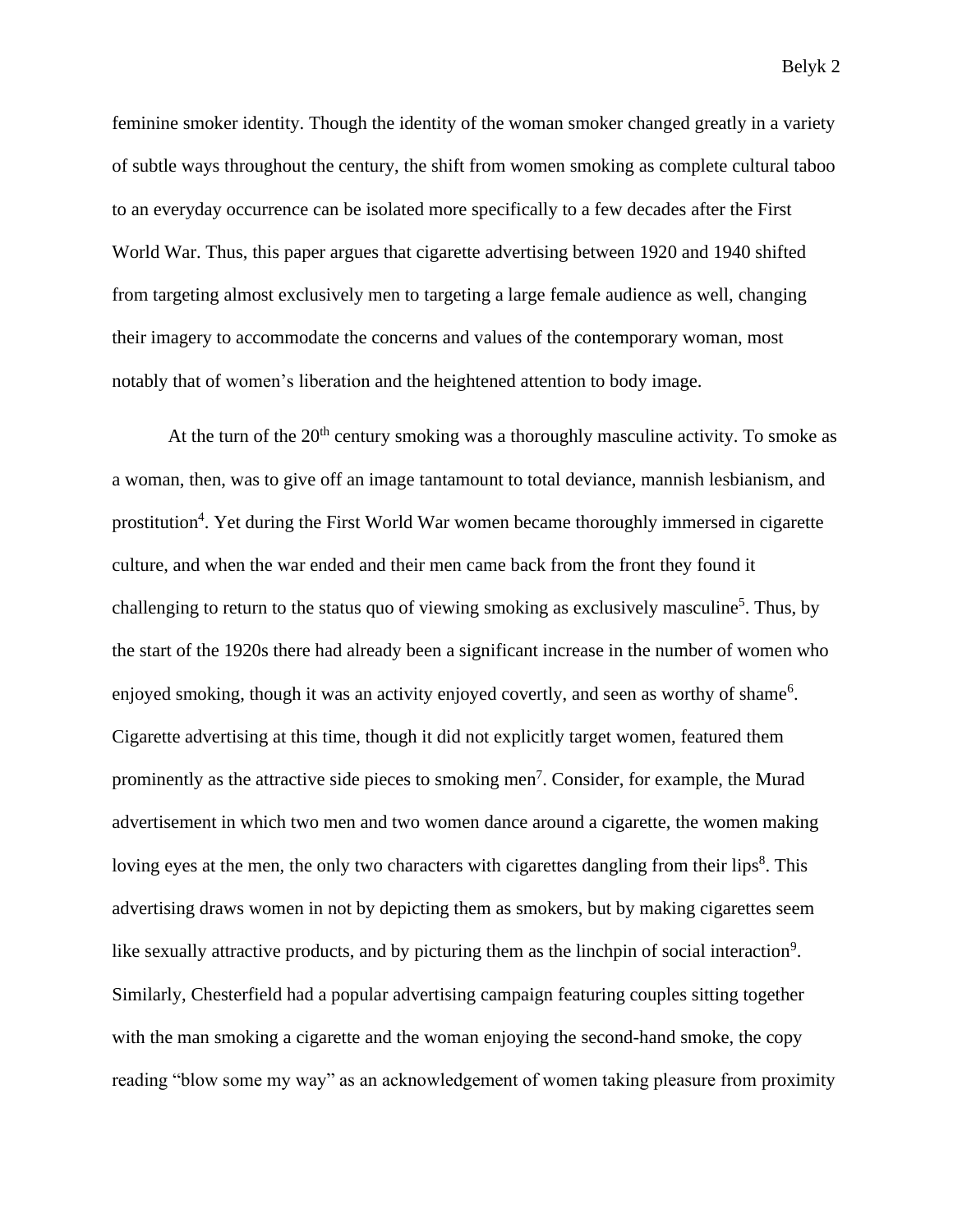feminine smoker identity. Though the identity of the woman smoker changed greatly in a variety of subtle ways throughout the century, the shift from women smoking as complete cultural taboo to an everyday occurrence can be isolated more specifically to a few decades after the First World War. Thus, this paper argues that cigarette advertising between 1920 and 1940 shifted from targeting almost exclusively men to targeting a large female audience as well, changing their imagery to accommodate the concerns and values of the contemporary woman, most notably that of women's liberation and the heightened attention to body image.

At the turn of the 20th century smoking was a thoroughly masculine activity. To smoke as a woman, then, was to give off an image tantamount to total deviance, mannish lesbianism, and prostitution[4]. Yet during the First World War women became thoroughly immersed in cigarette culture, and when the war ended and their men came back from the front they found it challenging to return to the status quo of viewing smoking as exclusively masculine[5]. Thus, by the start of the 1920s there had already been a significant increase in the number of women who enjoyed smoking, though it was an activity enjoyed covertly, and seen as worthy of shame[6]. Cigarette advertising at this time, though it did not explicitly target women, featured them prominently as the attractive side pieces to smoking men[7]. Consider, for example, the Murad advertisement in which two men and two women dance around a cigarette, the women making loving eyes at the men, the only two characters with cigarettes dangling from their lips[8]. This advertising draws women in not by depicting them as smokers, but by making cigarettes seem like sexually attractive products, and by picturing them as the linchpin of social interaction[9]. Similarly, Chesterfield had a popular advertising campaign featuring couples sitting together with the man smoking a cigarette and the woman enjoying the second-hand smoke, the copy reading "blow some my way" as an acknowledgement of women taking pleasure from proximity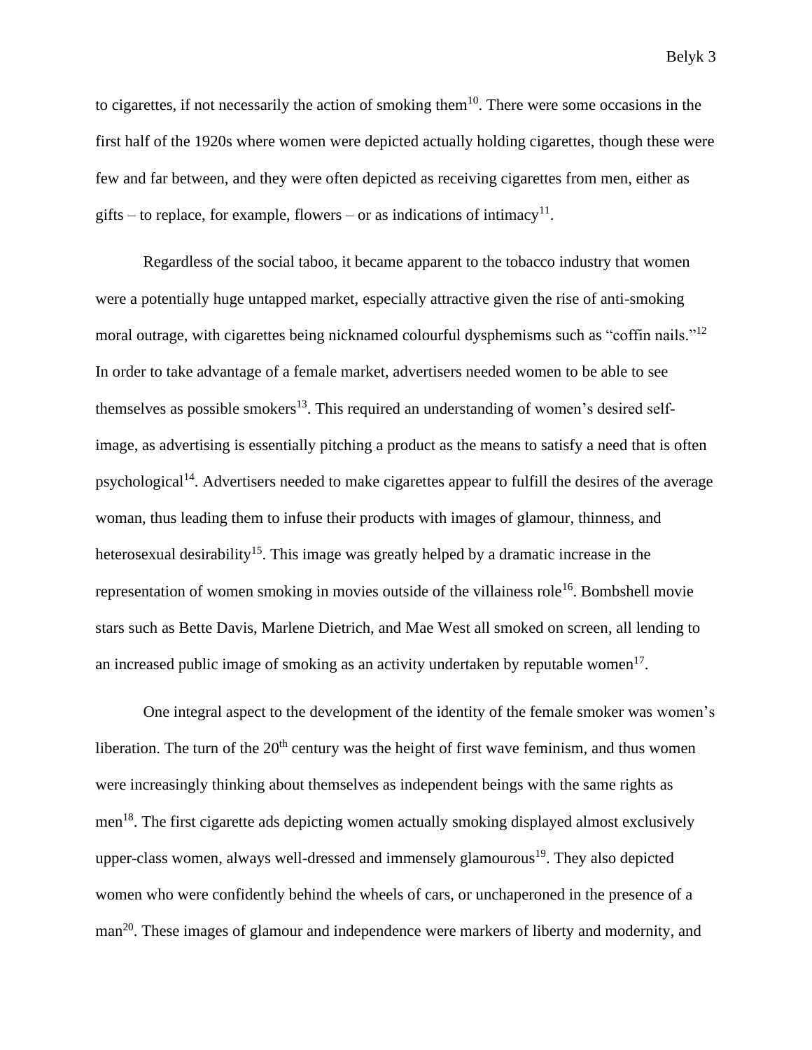to cigarettes, if not necessarily the action of smoking them[10]. There were some occasions in the first half of the 1920s where women were depicted actually holding cigarettes, though these were few and far between, and they were often depicted as receiving cigarettes from men, either as gifts – to replace, for example, flowers – or as indications of intimacy[11].

Regardless of the social taboo, it became apparent to the tobacco industry that women were a potentially huge untapped market, especially attractive given the rise of anti-smoking moral outrage, with cigarettes being nicknamed colourful dysphemisms such as "coffin nails."[12] In order to take advantage of a female market, advertisers needed women to be able to see themselves as possible smokers[13]. This required an understanding of women's desired self-image, as advertising is essentially pitching a product as the means to satisfy a need that is often psychological[14]. Advertisers needed to make cigarettes appear to fulfill the desires of the average woman, thus leading them to infuse their products with images of glamour, thinness, and heterosexual desirability[15]. This image was greatly helped by a dramatic increase in the representation of women smoking in movies outside of the villainess role[16]. Bombshell movie stars such as Bette Davis, Marlene Dietrich, and Mae West all smoked on screen, all lending to an increased public image of smoking as an activity undertaken by reputable women[17].

One integral aspect to the development of the identity of the female smoker was women's liberation. The turn of the 20th century was the height of first wave feminism, and thus women were increasingly thinking about themselves as independent beings with the same rights as men[18]. The first cigarette ads depicting women actually smoking displayed almost exclusively upper-class women, always well-dressed and immensely glamourous[19]. They also depicted women who were confidently behind the wheels of cars, or unchaperoned in the presence of a man[20]. These images of glamour and independence were markers of liberty and modernity, and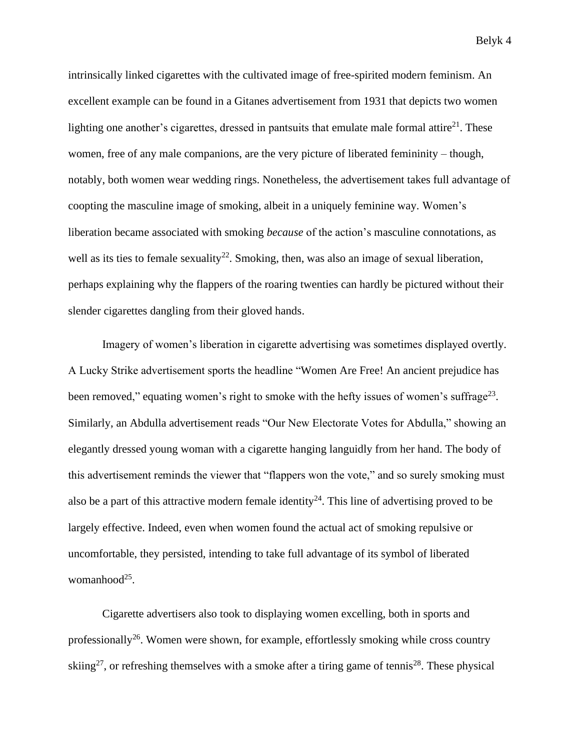intrinsically linked cigarettes with the cultivated image of free-spirited modern feminism. An excellent example can be found in a Gitanes advertisement from 1931 that depicts two women lighting one another's cigarettes, dressed in pantsuits that emulate male formal attire[21]. These women, free of any male companions, are the very picture of liberated femininity – though, notably, both women wear wedding rings. Nonetheless, the advertisement takes full advantage of coopting the masculine image of smoking, albeit in a uniquely feminine way. Women's liberation became associated with smoking *because* of the action's masculine connotations, as well as its ties to female sexuality[22]. Smoking, then, was also an image of sexual liberation, perhaps explaining why the flappers of the roaring twenties can hardly be pictured without their slender cigarettes dangling from their gloved hands.

Imagery of women's liberation in cigarette advertising was sometimes displayed overtly. A Lucky Strike advertisement sports the headline "Women Are Free! An ancient prejudice has been removed," equating women's right to smoke with the hefty issues of women's suffrage[23]. Similarly, an Abdulla advertisement reads "Our New Electorate Votes for Abdulla," showing an elegantly dressed young woman with a cigarette hanging languidly from her hand. The body of this advertisement reminds the viewer that "flappers won the vote," and so surely smoking must also be a part of this attractive modern female identity[24]. This line of advertising proved to be largely effective. Indeed, even when women found the actual act of smoking repulsive or uncomfortable, they persisted, intending to take full advantage of its symbol of liberated womanhood[25].

Cigarette advertisers also took to displaying women excelling, both in sports and professionally[26]. Women were shown, for example, effortlessly smoking while cross country skiing[27], or refreshing themselves with a smoke after a tiring game of tennis[28]. These physical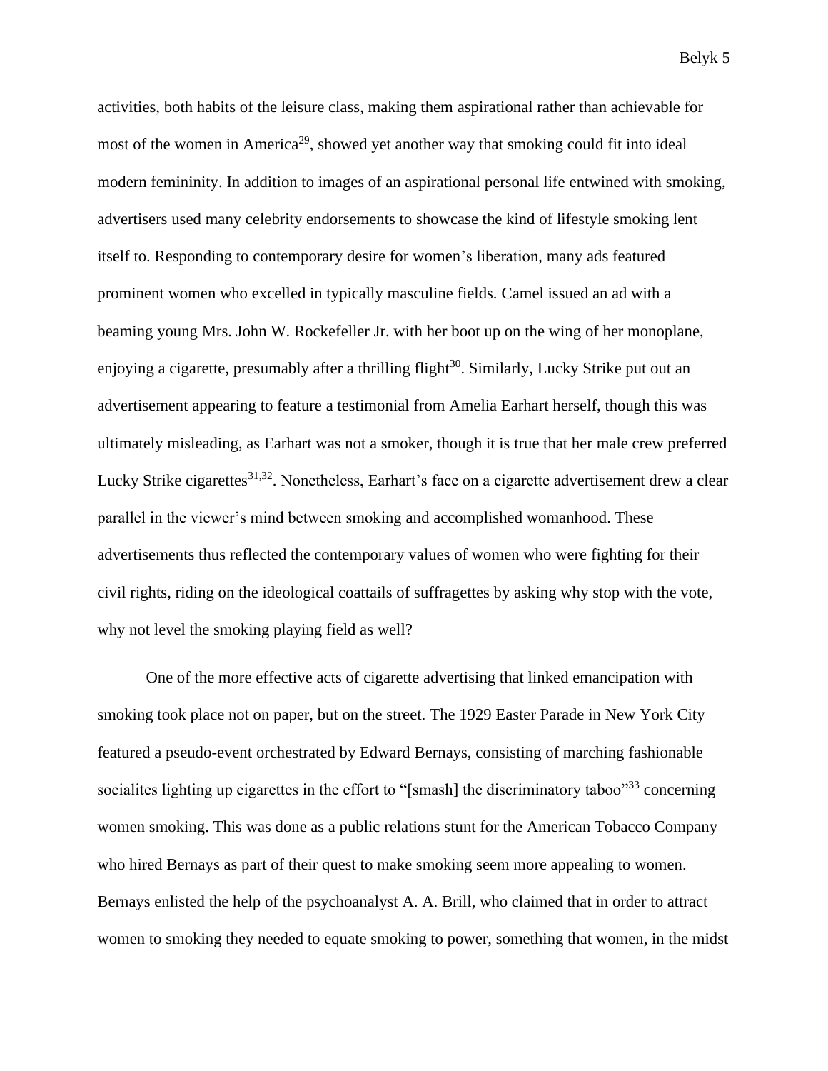activities, both habits of the leisure class, making them aspirational rather than achievable for most of the women in America[29], showed yet another way that smoking could fit into ideal modern femininity. In addition to images of an aspirational personal life entwined with smoking, advertisers used many celebrity endorsements to showcase the kind of lifestyle smoking lent itself to. Responding to contemporary desire for women's liberation, many ads featured prominent women who excelled in typically masculine fields. Camel issued an ad with a beaming young Mrs. John W. Rockefeller Jr. with her boot up on the wing of her monoplane, enjoying a cigarette, presumably after a thrilling flight[30]. Similarly, Lucky Strike put out an advertisement appearing to feature a testimonial from Amelia Earhart herself, though this was ultimately misleading, as Earhart was not a smoker, though it is true that her male crew preferred Lucky Strike cigarettes[31,32]. Nonetheless, Earhart's face on a cigarette advertisement drew a clear parallel in the viewer's mind between smoking and accomplished womanhood. These advertisements thus reflected the contemporary values of women who were fighting for their civil rights, riding on the ideological coattails of suffragettes by asking why stop with the vote, why not level the smoking playing field as well?

One of the more effective acts of cigarette advertising that linked emancipation with smoking took place not on paper, but on the street. The 1929 Easter Parade in New York City featured a pseudo-event orchestrated by Edward Bernays, consisting of marching fashionable socialites lighting up cigarettes in the effort to "[smash] the discriminatory taboo"[33] concerning women smoking. This was done as a public relations stunt for the American Tobacco Company who hired Bernays as part of their quest to make smoking seem more appealing to women. Bernays enlisted the help of the psychoanalyst A. A. Brill, who claimed that in order to attract women to smoking they needed to equate smoking to power, something that women, in the midst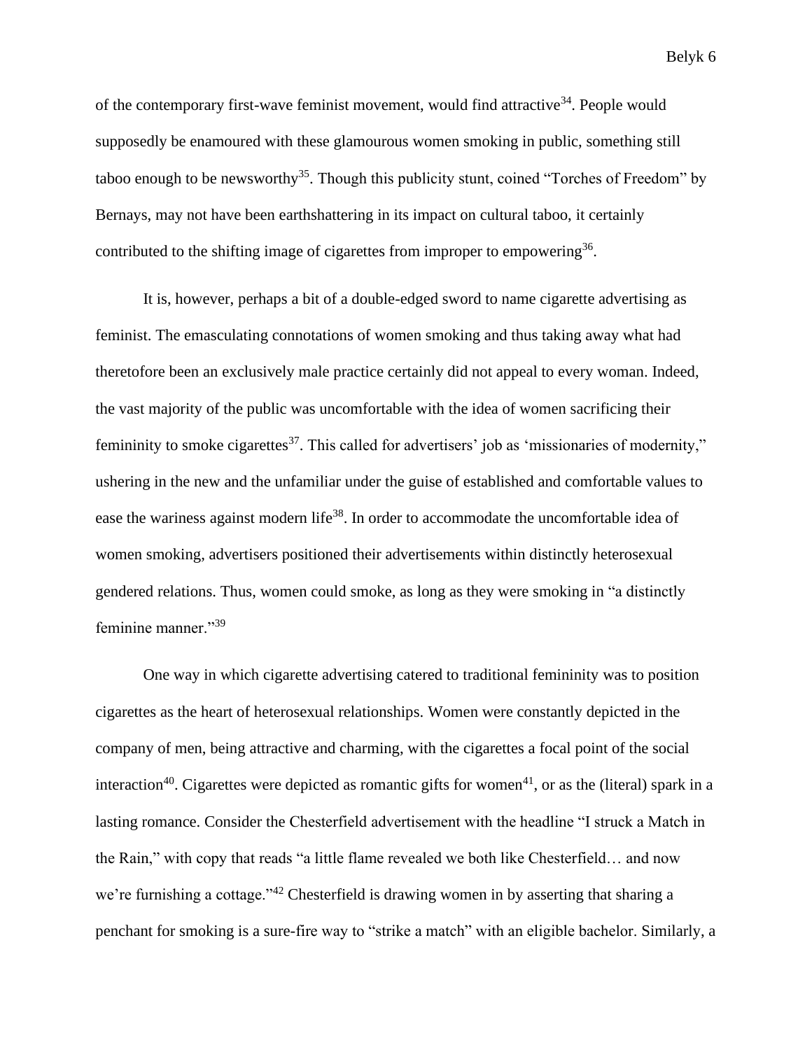of the contemporary first-wave feminist movement, would find attractive[34]. People would supposedly be enamoured with these glamourous women smoking in public, something still taboo enough to be newsworthy[35]. Though this publicity stunt, coined "Torches of Freedom" by Bernays, may not have been earthshattering in its impact on cultural taboo, it certainly contributed to the shifting image of cigarettes from improper to empowering[36].

It is, however, perhaps a bit of a double-edged sword to name cigarette advertising as feminist. The emasculating connotations of women smoking and thus taking away what had theretofore been an exclusively male practice certainly did not appeal to every woman. Indeed, the vast majority of the public was uncomfortable with the idea of women sacrificing their femininity to smoke cigarettes[37]. This called for advertisers' job as 'missionaries of modernity," ushering in the new and the unfamiliar under the guise of established and comfortable values to ease the wariness against modern life[38]. In order to accommodate the uncomfortable idea of women smoking, advertisers positioned their advertisements within distinctly heterosexual gendered relations. Thus, women could smoke, as long as they were smoking in "a distinctly feminine manner."[39]

One way in which cigarette advertising catered to traditional femininity was to position cigarettes as the heart of heterosexual relationships. Women were constantly depicted in the company of men, being attractive and charming, with the cigarettes a focal point of the social interaction[40]. Cigarettes were depicted as romantic gifts for women[41], or as the (literal) spark in a lasting romance. Consider the Chesterfield advertisement with the headline "I struck a Match in the Rain," with copy that reads "a little flame revealed we both like Chesterfield… and now we're furnishing a cottage."[42] Chesterfield is drawing women in by asserting that sharing a penchant for smoking is a sure-fire way to "strike a match" with an eligible bachelor. Similarly, a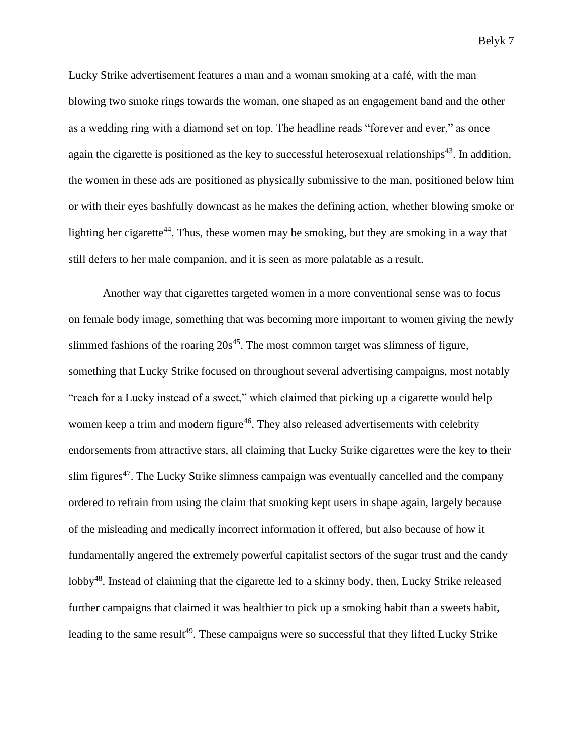Lucky Strike advertisement features a man and a woman smoking at a café, with the man blowing two smoke rings towards the woman, one shaped as an engagement band and the other as a wedding ring with a diamond set on top. The headline reads "forever and ever," as once again the cigarette is positioned as the key to successful heterosexual relationships[43]. In addition, the women in these ads are positioned as physically submissive to the man, positioned below him or with their eyes bashfully downcast as he makes the defining action, whether blowing smoke or lighting her cigarette[44]. Thus, these women may be smoking, but they are smoking in a way that still defers to her male companion, and it is seen as more palatable as a result.

Another way that cigarettes targeted women in a more conventional sense was to focus on female body image, something that was becoming more important to women giving the newly slimmed fashions of the roaring 20s[45]. The most common target was slimness of figure, something that Lucky Strike focused on throughout several advertising campaigns, most notably "reach for a Lucky instead of a sweet," which claimed that picking up a cigarette would help women keep a trim and modern figure[46]. They also released advertisements with celebrity endorsements from attractive stars, all claiming that Lucky Strike cigarettes were the key to their slim figures[47]. The Lucky Strike slimness campaign was eventually cancelled and the company ordered to refrain from using the claim that smoking kept users in shape again, largely because of the misleading and medically incorrect information it offered, but also because of how it fundamentally angered the extremely powerful capitalist sectors of the sugar trust and the candy lobby[48]. Instead of claiming that the cigarette led to a skinny body, then, Lucky Strike released further campaigns that claimed it was healthier to pick up a smoking habit than a sweets habit, leading to the same result[49]. These campaigns were so successful that they lifted Lucky Strike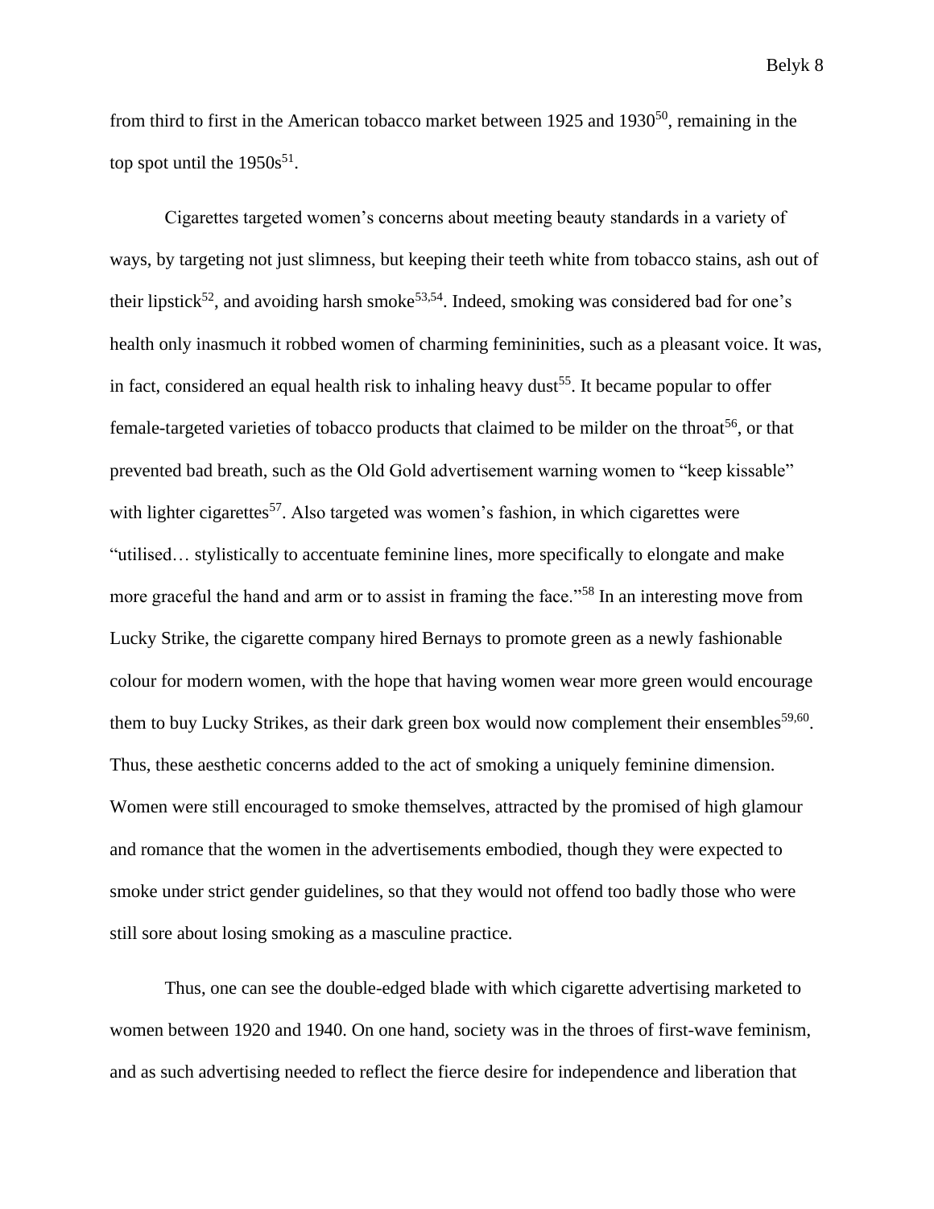from third to first in the American tobacco market between 1925 and 1930[50], remaining in the top spot until the 1950s[51].

Cigarettes targeted women's concerns about meeting beauty standards in a variety of ways, by targeting not just slimness, but keeping their teeth white from tobacco stains, ash out of their lipstick[52], and avoiding harsh smoke[53,54]. Indeed, smoking was considered bad for one's health only inasmuch it robbed women of charming femininities, such as a pleasant voice. It was, in fact, considered an equal health risk to inhaling heavy dust[55]. It became popular to offer female-targeted varieties of tobacco products that claimed to be milder on the throat[56], or that prevented bad breath, such as the Old Gold advertisement warning women to "keep kissable" with lighter cigarettes[57]. Also targeted was women's fashion, in which cigarettes were "utilised… stylistically to accentuate feminine lines, more specifically to elongate and make more graceful the hand and arm or to assist in framing the face."[58] In an interesting move from Lucky Strike, the cigarette company hired Bernays to promote green as a newly fashionable colour for modern women, with the hope that having women wear more green would encourage them to buy Lucky Strikes, as their dark green box would now complement their ensembles[59,60]. Thus, these aesthetic concerns added to the act of smoking a uniquely feminine dimension. Women were still encouraged to smoke themselves, attracted by the promised of high glamour and romance that the women in the advertisements embodied, though they were expected to smoke under strict gender guidelines, so that they would not offend too badly those who were still sore about losing smoking as a masculine practice.

Thus, one can see the double-edged blade with which cigarette advertising marketed to women between 1920 and 1940. On one hand, society was in the throes of first-wave feminism, and as such advertising needed to reflect the fierce desire for independence and liberation that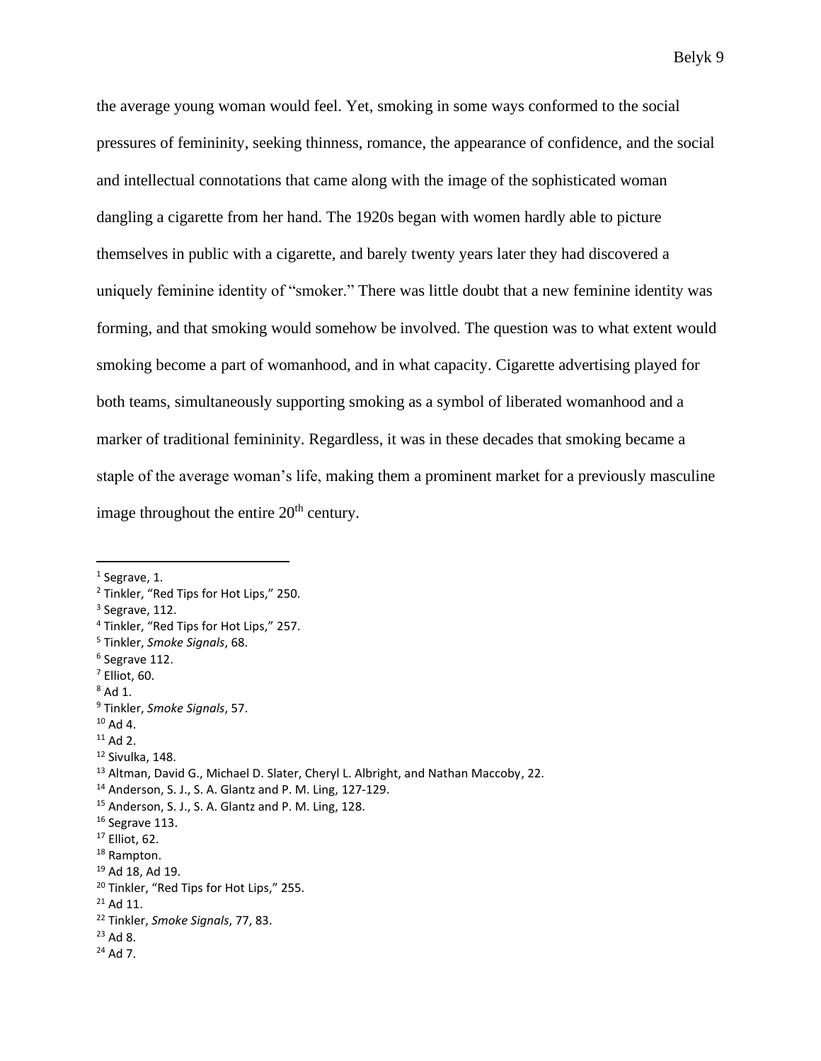the average young woman would feel. Yet, smoking in some ways conformed to the social pressures of femininity, seeking thinness, romance, the appearance of confidence, and the social and intellectual connotations that came along with the image of the sophisticated woman dangling a cigarette from her hand. The 1920s began with women hardly able to picture themselves in public with a cigarette, and barely twenty years later they had discovered a uniquely feminine identity of "smoker." There was little doubt that a new feminine identity was forming, and that smoking would somehow be involved. The question was to what extent would smoking become a part of womanhood, and in what capacity. Cigarette advertising played for both teams, simultaneously supporting smoking as a symbol of liberated womanhood and a marker of traditional femininity. Regardless, it was in these decades that smoking became a staple of the average woman's life, making them a prominent market for a previously masculine image throughout the entire 20th century.

---

[1] Segrave, 1.
[2] Tinkler, "Red Tips for Hot Lips," 250.
[3] Segrave, 112.
[4] Tinkler, "Red Tips for Hot Lips," 257.
[5] Tinkler, *Smoke Signals*, 68.
[6] Segrave 112.
[7] Elliot, 60.
[8] Ad 1.
[9] Tinkler, *Smoke Signals*, 57.
[10] Ad 4.
[11] Ad 2.
[12] Sivulka, 148.
[13] Altman, David G., Michael D. Slater, Cheryl L. Albright, and Nathan Maccoby, 22.
[14] Anderson, S. J., S. A. Glantz and P. M. Ling, 127-129.
[15] Anderson, S. J., S. A. Glantz and P. M. Ling, 128.
[16] Segrave 113.
[17] Elliot, 62.
[18] Rampton.
[19] Ad 18, Ad 19.
[20] Tinkler, "Red Tips for Hot Lips," 255.
[21] Ad 11.
[22] Tinkler, *Smoke Signals*, 77, 83.
[23] Ad 8.
[24] Ad 7.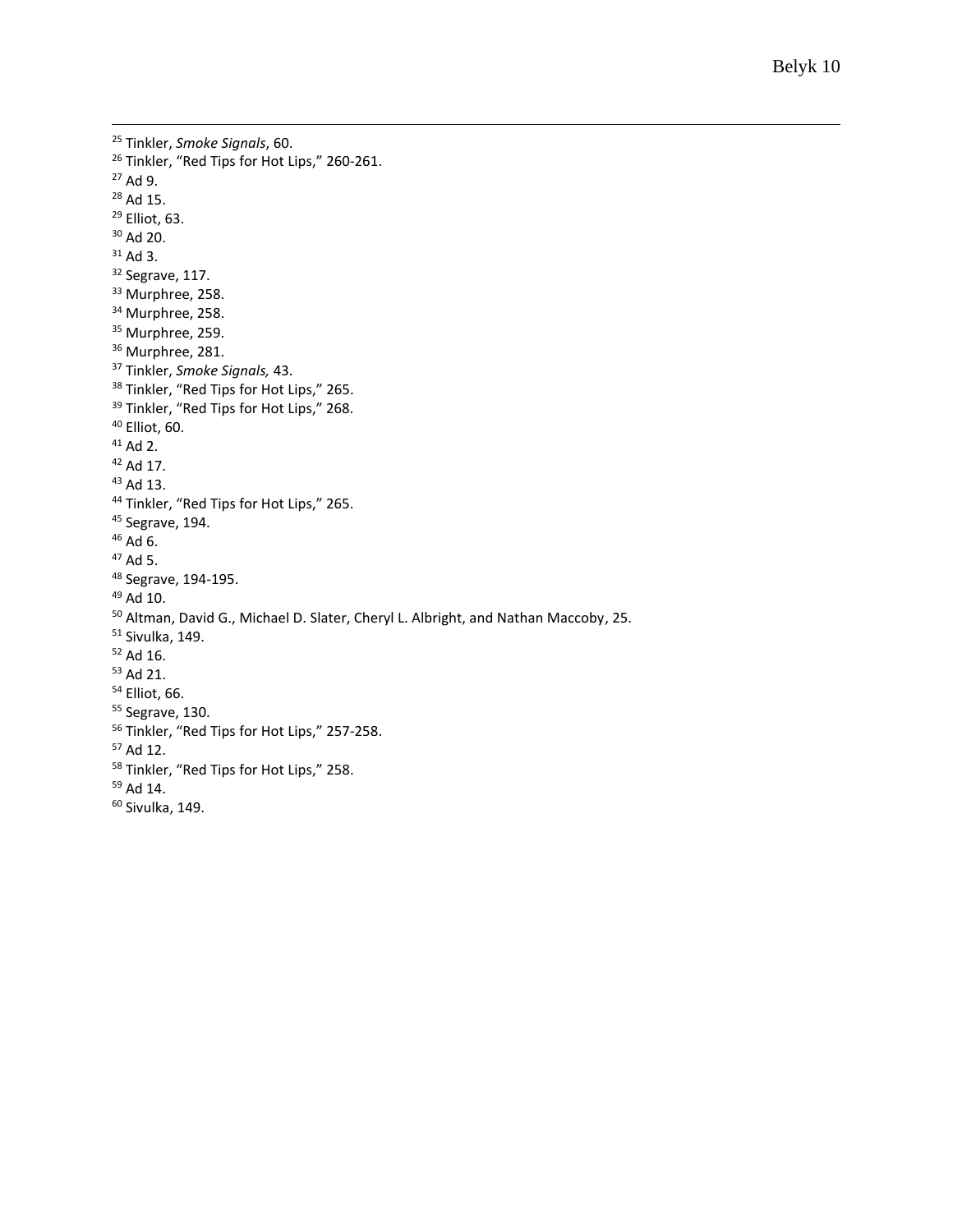[25] Tinkler, *Smoke Signals*, 60.
[26] Tinkler, "Red Tips for Hot Lips," 260-261.
[27] Ad 9.
[28] Ad 15.
[29] Elliot, 63.
[30] Ad 20.
[31] Ad 3.
[32] Segrave, 117.
[33] Murphree, 258.
[34] Murphree, 258.
[35] Murphree, 259.
[36] Murphree, 281.
[37] Tinkler, *Smoke Signals,* 43.
[38] Tinkler, "Red Tips for Hot Lips," 265.
[39] Tinkler, "Red Tips for Hot Lips," 268.
[40] Elliot, 60.
[41] Ad 2.
[42] Ad 17.
[43] Ad 13.
[44] Tinkler, "Red Tips for Hot Lips," 265.
[45] Segrave, 194.
[46] Ad 6.
[47] Ad 5.
[48] Segrave, 194-195.
[49] Ad 10.
[50] Altman, David G., Michael D. Slater, Cheryl L. Albright, and Nathan Maccoby, 25.
[51] Sivulka, 149.
[52] Ad 16.
[53] Ad 21.
[54] Elliot, 66.
[55] Segrave, 130.
[56] Tinkler, "Red Tips for Hot Lips," 257-258.
[57] Ad 12.
[58] Tinkler, "Red Tips for Hot Lips," 258.
[59] Ad 14.
[60] Sivulka, 149.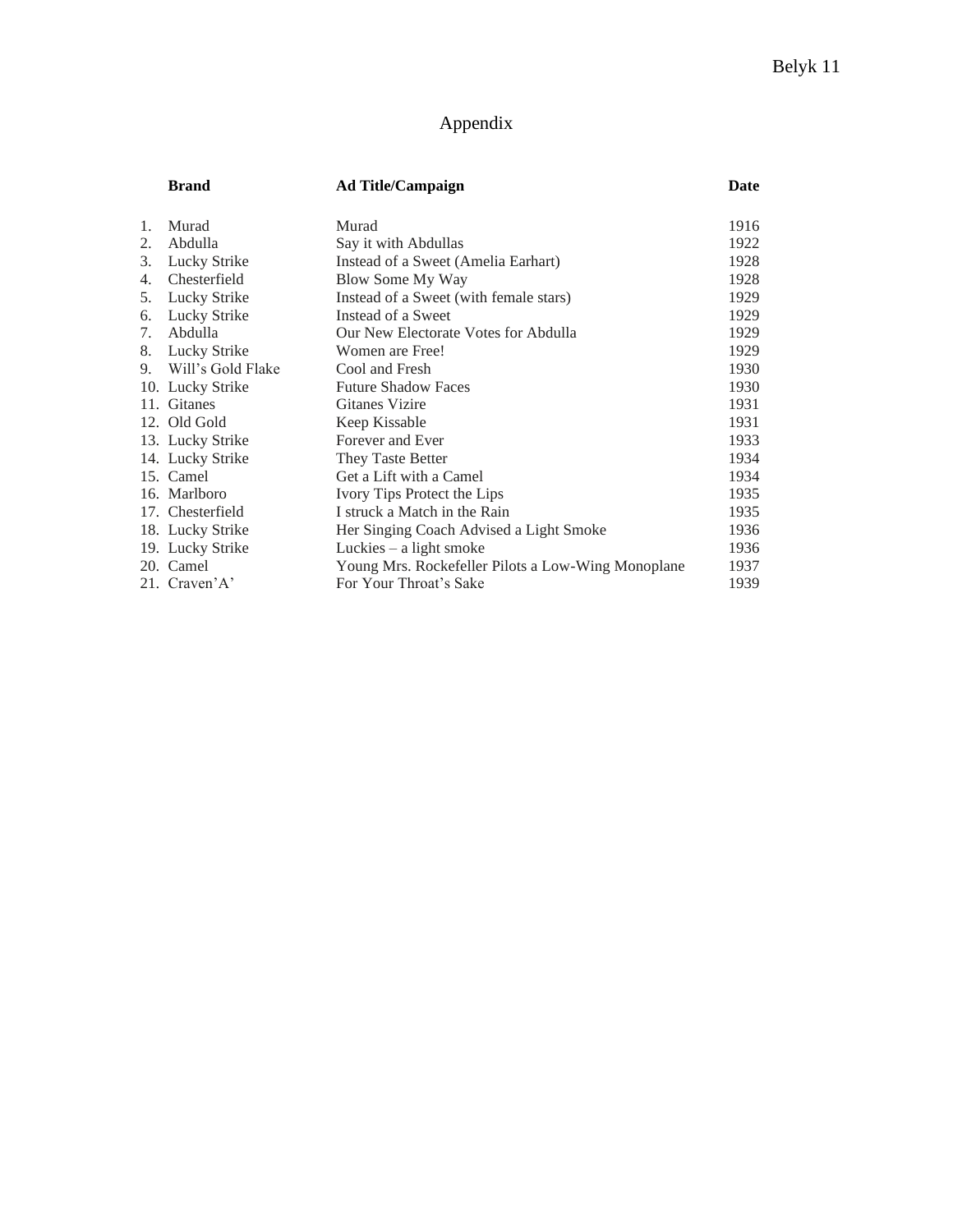# Appendix

| | Brand | Ad Title/Campaign | Date |
|---|---|---|---|
| 1. | Murad | Murad | 1916 |
| 2. | Abdulla | Say it with Abdullas | 1922 |
| 3. | Lucky Strike | Instead of a Sweet (Amelia Earhart) | 1928 |
| 4. | Chesterfield | Blow Some My Way | 1928 |
| 5. | Lucky Strike | Instead of a Sweet (with female stars) | 1929 |
| 6. | Lucky Strike | Instead of a Sweet | 1929 |
| 7. | Abdulla | Our New Electorate Votes for Abdulla | 1929 |
| 8. | Lucky Strike | Women are Free! | 1929 |
| 9. | Will's Gold Flake | Cool and Fresh | 1930 |
| 10. | Lucky Strike | Future Shadow Faces | 1930 |
| 11. | Gitanes | Gitanes Vizire | 1931 |
| 12. | Old Gold | Keep Kissable | 1931 |
| 13. | Lucky Strike | Forever and Ever | 1933 |
| 14. | Lucky Strike | They Taste Better | 1934 |
| 15. | Camel | Get a Lift with a Camel | 1934 |
| 16. | Marlboro | Ivory Tips Protect the Lips | 1935 |
| 17. | Chesterfield | I struck a Match in the Rain | 1935 |
| 18. | Lucky Strike | Her Singing Coach Advised a Light Smoke | 1936 |
| 19. | Lucky Strike | Luckies – a light smoke | 1936 |
| 20. | Camel | Young Mrs. Rockefeller Pilots a Low-Wing Monoplane | 1937 |
| 21. | Craven'A' | For Your Throat's Sake | 1939 |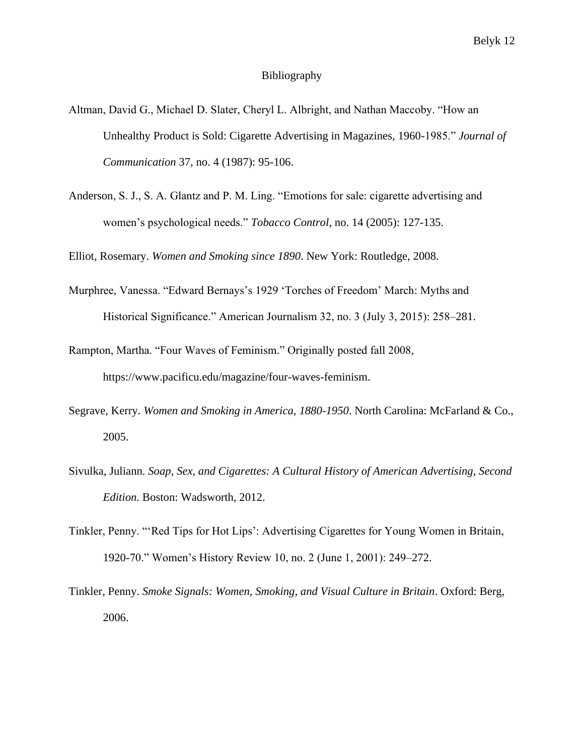# Bibliography

Altman, David G., Michael D. Slater, Cheryl L. Albright, and Nathan Maccoby. "How an Unhealthy Product is Sold: Cigarette Advertising in Magazines, 1960-1985." *Journal of Communication* 37, no. 4 (1987): 95-106.

Anderson, S. J., S. A. Glantz and P. M. Ling. "Emotions for sale: cigarette advertising and women's psychological needs." *Tobacco Control*, no. 14 (2005): 127-135.

Elliot, Rosemary. *Women and Smoking since 1890*. New York: Routledge, 2008.

Murphree, Vanessa. "Edward Bernays's 1929 'Torches of Freedom' March: Myths and Historical Significance." American Journalism 32, no. 3 (July 3, 2015): 258–281.

Rampton, Martha. "Four Waves of Feminism." Originally posted fall 2008, https://www.pacificu.edu/magazine/four-waves-feminism.

Segrave, Kerry. *Women and Smoking in America, 1880-1950*. North Carolina: McFarland & Co., 2005.

Sivulka, Juliann. *Soap, Sex, and Cigarettes: A Cultural History of American Advertising, Second Edition.* Boston: Wadsworth, 2012.

Tinkler, Penny. "'Red Tips for Hot Lips': Advertising Cigarettes for Young Women in Britain, 1920-70." Women's History Review 10, no. 2 (June 1, 2001): 249–272.

Tinkler, Penny. *Smoke Signals: Women, Smoking, and Visual Culture in Britain*. Oxford: Berg, 2006.